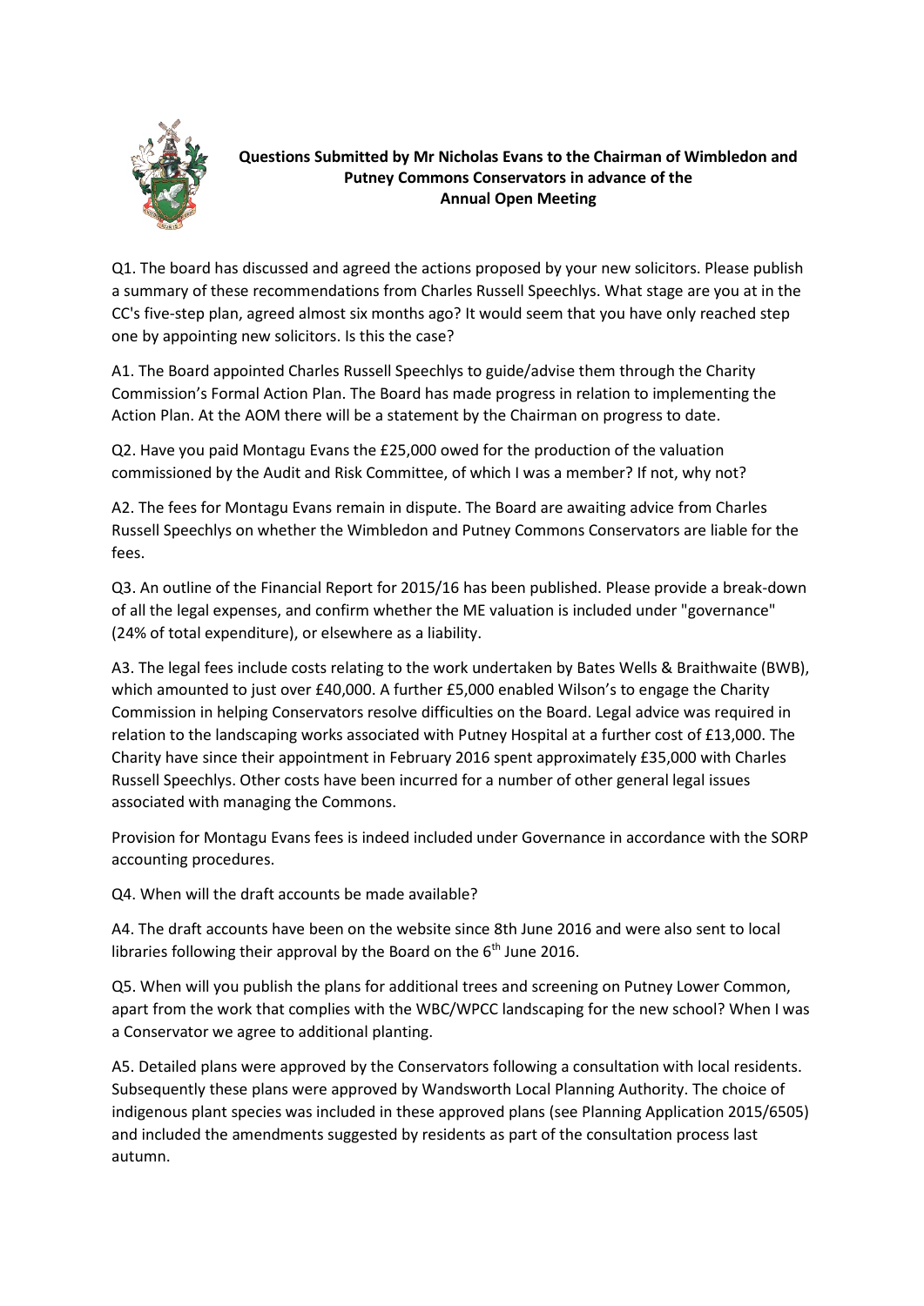**Questions Submitted by Mr Nicholas Evans to the Chairman of Wimbledon and Putney Commons Conservators in advance of the Annual Open Meeting**

Q1. The board has discussed and agreed the actions proposed by your new solicitors. Please publish a summary of these recommendations from Charles Russell Speechlys. What stage are you at in the CC's five-step plan, agreed almost six months ago? It would seem that you have only reached step one by appointing new solicitors. Is this the case?

A1. The Board appointed Charles Russell Speechlys to guide/advise them through the Charity Commission's Formal Action Plan. The Board has made progress in relation to implementing the Action Plan. At the AOM there will be a statement by the Chairman on progress to date.

Q2. Have you paid Montagu Evans the £25,000 owed for the production of the valuation commissioned by the Audit and Risk Committee, of which I was a member? If not, why not?

A2. The fees for Montagu Evans remain in dispute. The Board are awaiting advice from Charles Russell Speechlys on whether the Wimbledon and Putney Commons Conservators are liable for the fees.

Q3. An outline of the Financial Report for 2015/16 has been published. Please provide a break-down of all the legal expenses, and confirm whether the ME valuation is included under "governance" (24% of total expenditure), or elsewhere as a liability.

A3. The legal fees include costs relating to the work undertaken by Bates Wells & Braithwaite (BWB), which amounted to just over £40,000. A further £5,000 enabled Wilson's to engage the Charity Commission in helping Conservators resolve difficulties on the Board. Legal advice was required in relation to the landscaping works associated with Putney Hospital at a further cost of £13,000. The Charity have since their appointment in February 2016 spent approximately £35,000 with Charles Russell Speechlys. Other costs have been incurred for a number of other general legal issues associated with managing the Commons.

Provision for Montagu Evans fees is indeed included under Governance in accordance with the SORP accounting procedures.

Q4. When will the draft accounts be made available?

A4. The draft accounts have been on the website since 8th June 2016 and were also sent to local libraries following their approval by the Board on the 6th June 2016.

Q5. When will you publish the plans for additional trees and screening on Putney Lower Common, apart from the work that complies with the WBC/WPCC landscaping for the new school? When I was a Conservator we agree to additional planting.

A5. Detailed plans were approved by the Conservators following a consultation with local residents. Subsequently these plans were approved by Wandsworth Local Planning Authority. The choice of indigenous plant species was included in these approved plans (see Planning Application 2015/6505) and included the amendments suggested by residents as part of the consultation process last autumn.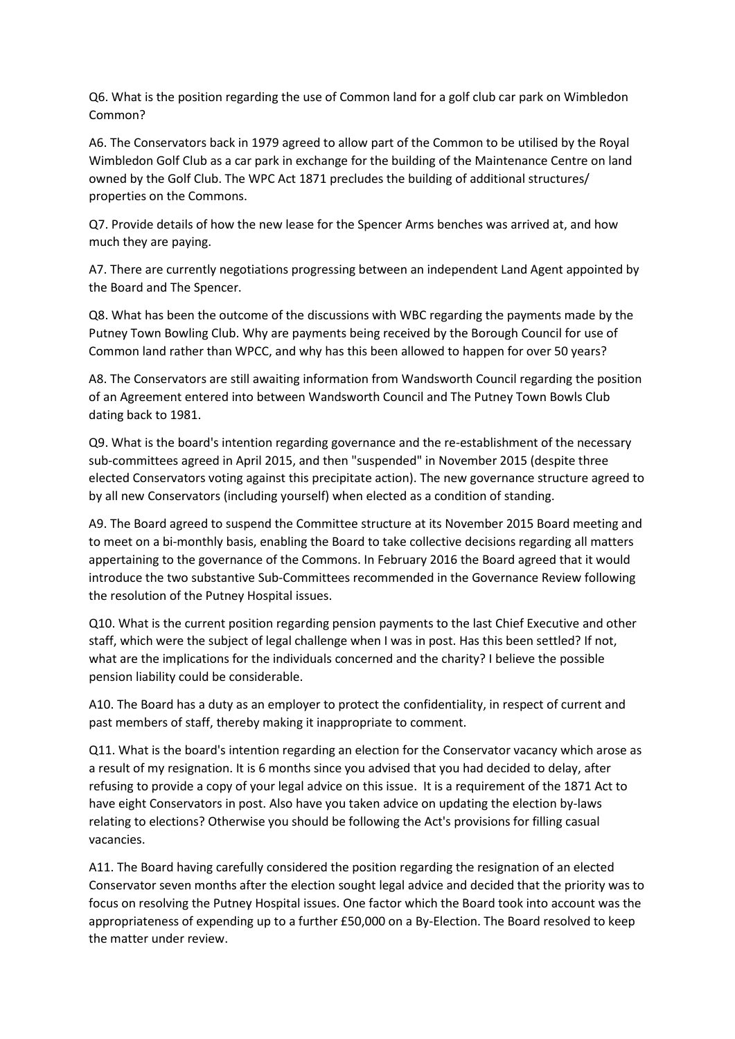Q6. What is the position regarding the use of Common land for a golf club car park on Wimbledon Common?

A6. The Conservators back in 1979 agreed to allow part of the Common to be utilised by the Royal Wimbledon Golf Club as a car park in exchange for the building of the Maintenance Centre on land owned by the Golf Club. The WPC Act 1871 precludes the building of additional structures/ properties on the Commons.

Q7. Provide details of how the new lease for the Spencer Arms benches was arrived at, and how much they are paying.

A7. There are currently negotiations progressing between an independent Land Agent appointed by the Board and The Spencer.

Q8. What has been the outcome of the discussions with WBC regarding the payments made by the Putney Town Bowling Club. Why are payments being received by the Borough Council for use of Common land rather than WPCC, and why has this been allowed to happen for over 50 years?

A8. The Conservators are still awaiting information from Wandsworth Council regarding the position of an Agreement entered into between Wandsworth Council and The Putney Town Bowls Club dating back to 1981.

Q9. What is the board's intention regarding governance and the re-establishment of the necessary sub-committees agreed in April 2015, and then "suspended" in November 2015 (despite three elected Conservators voting against this precipitate action). The new governance structure agreed to by all new Conservators (including yourself) when elected as a condition of standing.

A9. The Board agreed to suspend the Committee structure at its November 2015 Board meeting and to meet on a bi-monthly basis, enabling the Board to take collective decisions regarding all matters appertaining to the governance of the Commons. In February 2016 the Board agreed that it would introduce the two substantive Sub-Committees recommended in the Governance Review following the resolution of the Putney Hospital issues.

Q10. What is the current position regarding pension payments to the last Chief Executive and other staff, which were the subject of legal challenge when I was in post. Has this been settled? If not, what are the implications for the individuals concerned and the charity? I believe the possible pension liability could be considerable.

A10. The Board has a duty as an employer to protect the confidentiality, in respect of current and past members of staff, thereby making it inappropriate to comment.

Q11. What is the board's intention regarding an election for the Conservator vacancy which arose as a result of my resignation. It is 6 months since you advised that you had decided to delay, after refusing to provide a copy of your legal advice on this issue. It is a requirement of the 1871 Act to have eight Conservators in post. Also have you taken advice on updating the election by-laws relating to elections? Otherwise you should be following the Act's provisions for filling casual vacancies.

A11. The Board having carefully considered the position regarding the resignation of an elected Conservator seven months after the election sought legal advice and decided that the priority was to focus on resolving the Putney Hospital issues. One factor which the Board took into account was the appropriateness of expending up to a further £50,000 on a By-Election. The Board resolved to keep the matter under review.